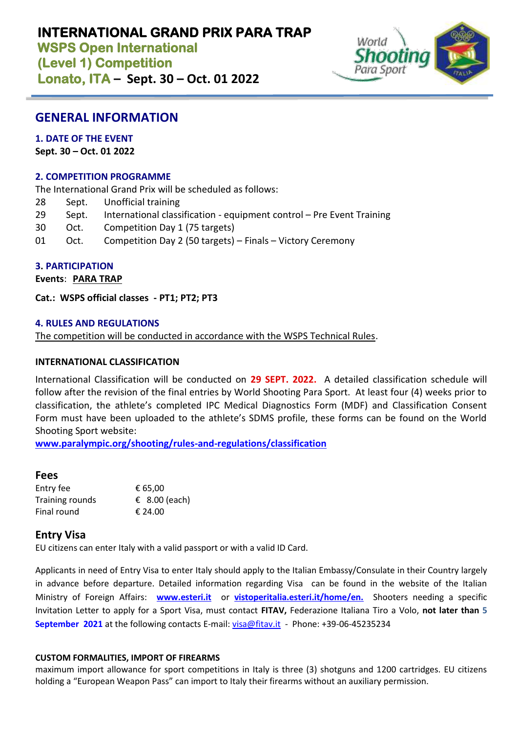# INTERNATIONAL GRAND PRIX PARA TRAP

**WSPS Open International**
**(Level 1) Competition**
**Lonato, ITA – Sept. 30 – Oct. 01 2022**

## GENERAL INFORMATION

### 1. DATE OF THE EVENT

**Sept. 30 – Oct. 01 2022**

### 2. COMPETITION PROGRAMME

The International Grand Prix will be scheduled as follows:

| | | |
|---|---|---|
| 28 | Sept. | Unofficial training |
| 29 | Sept. | International classification - equipment control – Pre Event Training |
| 30 | Oct. | Competition Day 1 (75 targets) |
| 01 | Oct. | Competition Day 2 (50 targets) – Finals – Victory Ceremony |

### 3. PARTICIPATION

**Events**: **PARA TRAP**

**Cat.: WSPS official classes - PT1; PT2; PT3**

### 4. RULES AND REGULATIONS

The competition will be conducted in accordance with the WSPS Technical Rules.

**INTERNATIONAL CLASSIFICATION**

International Classification will be conducted on **29 SEPT. 2022.** A detailed classification schedule will follow after the revision of the final entries by World Shooting Para Sport. At least four (4) weeks prior to classification, the athlete's completed IPC Medical Diagnostics Form (MDF) and Classification Consent Form must have been uploaded to the athlete's SDMS profile, these forms can be found on the World Shooting Sport website:
**www.paralympic.org/shooting/rules-and-regulations/classification**

## Fees

| | |
|---|---|
| Entry fee | € 65,00 |
| Training rounds | € 8.00 (each) |
| Final round | € 24.00 |

## Entry Visa

EU citizens can enter Italy with a valid passport or with a valid ID Card.

Applicants in need of Entry Visa to enter Italy should apply to the Italian Embassy/Consulate in their Country largely in advance before departure. Detailed information regarding Visa can be found in the website of the Italian Ministry of Foreign Affairs: **www.esteri.it** or **vistoperitalia.esteri.it/home/en.** Shooters needing a specific Invitation Letter to apply for a Sport Visa, must contact **FITAV,** Federazione Italiana Tiro a Volo, **not later than 5 September 2021** at the following contacts E-mail: visa@fitav.it - Phone: +39-06-45235234

**CUSTOM FORMALITIES, IMPORT OF FIREARMS**

maximum import allowance for sport competitions in Italy is three (3) shotguns and 1200 cartridges. EU citizens holding a "European Weapon Pass" can import to Italy their firearms without an auxiliary permission.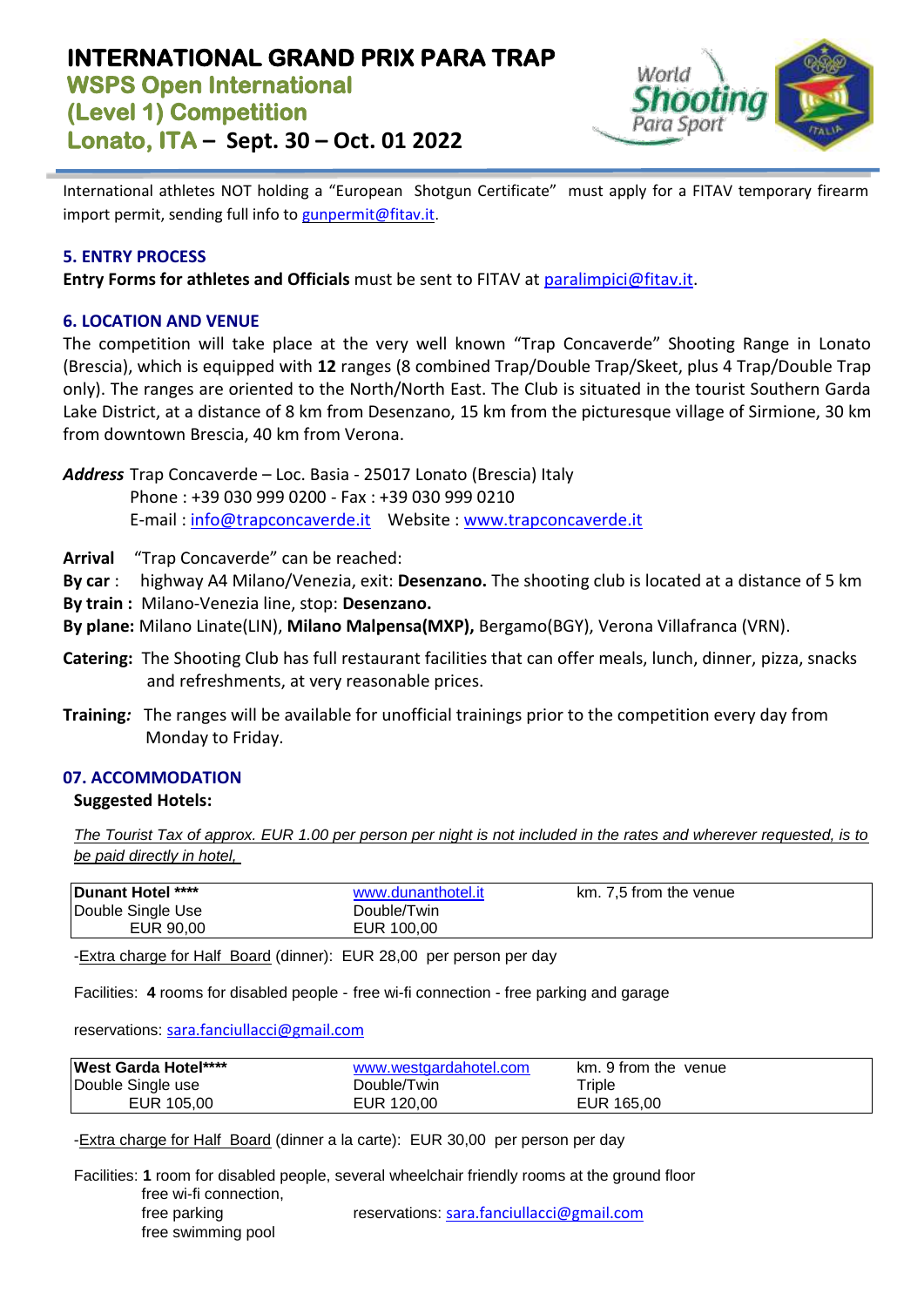# INTERNATIONAL GRAND PRIX PARA TRAP
## WSPS Open International (Level 1) Competition
## Lonato, ITA – Sept. 30 – Oct. 01 2022

International athletes NOT holding a "European Shotgun Certificate" must apply for a FITAV temporary firearm import permit, sending full info to gunpermit@fitav.it.

### 5. ENTRY PROCESS

**Entry Forms for athletes and Officials** must be sent to FITAV at paralimpici@fitav.it.

### 6. LOCATION AND VENUE

The competition will take place at the very well known "Trap Concaverde" Shooting Range in Lonato (Brescia), which is equipped with **12** ranges (8 combined Trap/Double Trap/Skeet, plus 4 Trap/Double Trap only). The ranges are oriented to the North/North East. The Club is situated in the tourist Southern Garda Lake District, at a distance of 8 km from Desenzano, 15 km from the picturesque village of Sirmione, 30 km from downtown Brescia, 40 km from Verona.

***Address*** Trap Concaverde – Loc. Basia - 25017 Lonato (Brescia) Italy
Phone : +39 030 999 0200 - Fax : +39 030 999 0210
E-mail : info@trapconcaverde.it Website : www.trapconcaverde.it

**Arrival** "Trap Concaverde" can be reached:

**By car** : highway A4 Milano/Venezia, exit: **Desenzano.** The shooting club is located at a distance of 5 km

**By train :** Milano-Venezia line, stop: **Desenzano.**

**By plane:** Milano Linate(LIN), **Milano Malpensa(MXP),** Bergamo(BGY), Verona Villafranca (VRN).

**Catering:** The Shooting Club has full restaurant facilities that can offer meals, lunch, dinner, pizza, snacks and refreshments, at very reasonable prices.

**Training:** The ranges will be available for unofficial trainings prior to the competition every day from Monday to Friday.

### 07. ACCOMMODATION

**Suggested Hotels:**

*The Tourist Tax of approx. EUR 1.00 per person per night is not included in the rates and wherever requested, is to be paid directly in hotel,*

| **Dunant Hotel \*\*\*\*** | www.dunanthotel.it | km. 7,5 from the venue |
|---|---|---|
| Double Single Use | Double/Twin | |
| EUR 90,00 | EUR 100,00 | |

-Extra charge for Half Board (dinner): EUR 28,00 per person per day

Facilities: **4** rooms for disabled people - free wi-fi connection - free parking and garage

reservations: sara.fanciullacci@gmail.com

| **West Garda Hotel\*\*\*\*** | www.westgardahotel.com | km. 9 from the venue |
|---|---|---|
| Double Single use | Double/Twin | Triple |
| EUR 105,00 | EUR 120,00 | EUR 165,00 |

-Extra charge for Half Board (dinner a la carte): EUR 30,00 per person per day

Facilities: **1** room for disabled people, several wheelchair friendly rooms at the ground floor
free wi-fi connection,
free parking
free swimming pool

reservations: sara.fanciullacci@gmail.com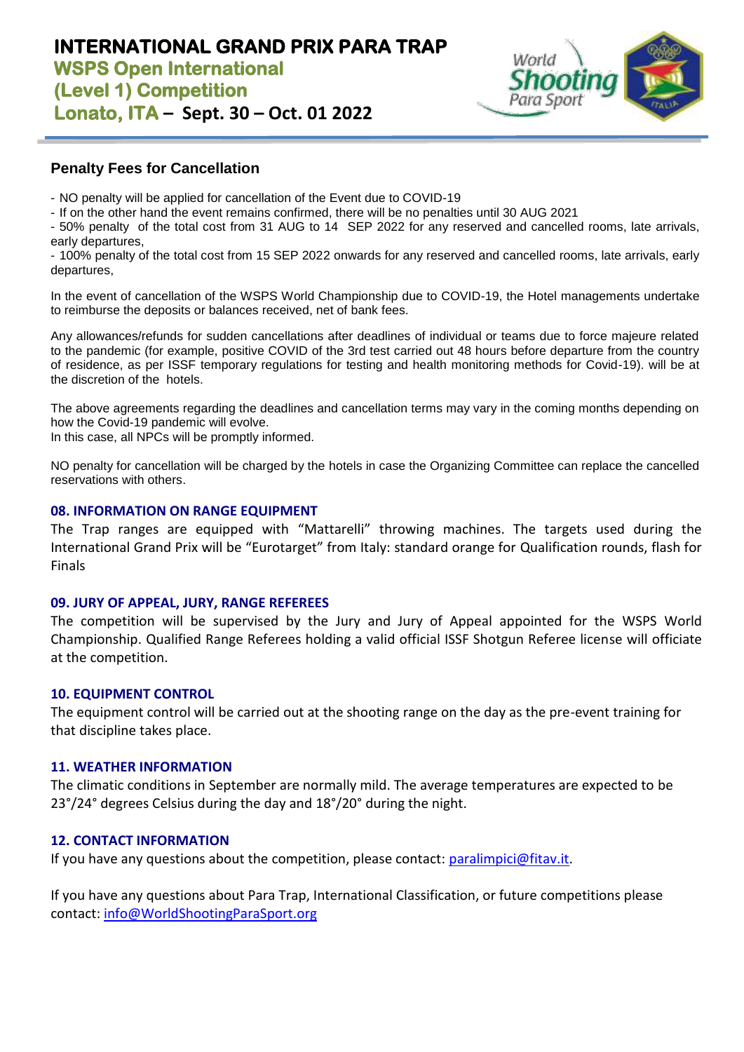## Penalty Fees for Cancellation

- NO penalty will be applied for cancellation of the Event due to COVID-19
- If on the other hand the event remains confirmed, there will be no penalties until 30 AUG 2021
- 50% penalty of the total cost from 31 AUG to 14 SEP 2022 for any reserved and cancelled rooms, late arrivals, early departures,
- 100% penalty of the total cost from 15 SEP 2022 onwards for any reserved and cancelled rooms, late arrivals, early departures,

In the event of cancellation of the WSPS World Championship due to COVID-19, the Hotel managements undertake to reimburse the deposits or balances received, net of bank fees.

Any allowances/refunds for sudden cancellations after deadlines of individual or teams due to force majeure related to the pandemic (for example, positive COVID of the 3rd test carried out 48 hours before departure from the country of residence, as per ISSF temporary regulations for testing and health monitoring methods for Covid-19). will be at the discretion of the hotels.

The above agreements regarding the deadlines and cancellation terms may vary in the coming months depending on how the Covid-19 pandemic will evolve.
In this case, all NPCs will be promptly informed.

NO penalty for cancellation will be charged by the hotels in case the Organizing Committee can replace the cancelled reservations with others.

### 08. INFORMATION ON RANGE EQUIPMENT

The Trap ranges are equipped with “Mattarelli” throwing machines. The targets used during the International Grand Prix will be “Eurotarget” from Italy: standard orange for Qualification rounds, flash for Finals

### 09. JURY OF APPEAL, JURY, RANGE REFEREES

The competition will be supervised by the Jury and Jury of Appeal appointed for the WSPS World Championship. Qualified Range Referees holding a valid official ISSF Shotgun Referee license will officiate at the competition.

### 10. EQUIPMENT CONTROL

The equipment control will be carried out at the shooting range on the day as the pre-event training for that discipline takes place.

### 11. WEATHER INFORMATION

The climatic conditions in September are normally mild. The average temperatures are expected to be 23°/24° degrees Celsius during the day and 18°/20° during the night.

### 12. CONTACT INFORMATION

If you have any questions about the competition, please contact: paralimpici@fitav.it.

If you have any questions about Para Trap, International Classification, or future competitions please contact: info@WorldShootingParaSport.org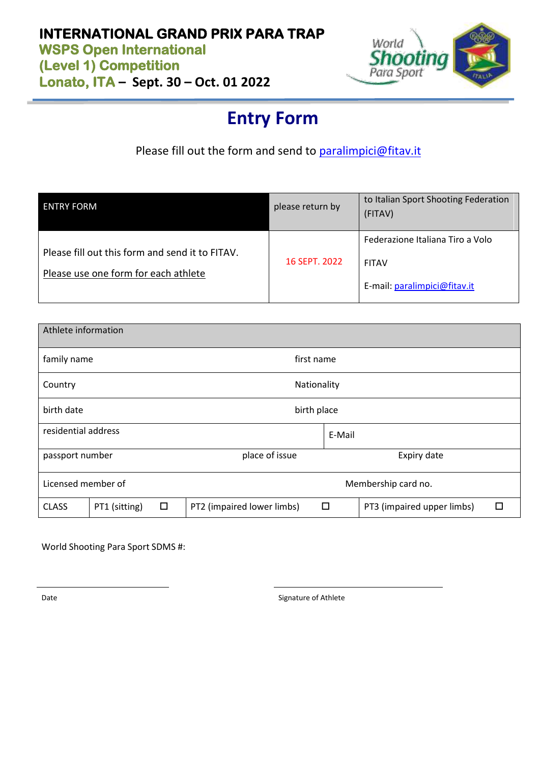**INTERNATIONAL GRAND PRIX PARA TRAP**
**WSPS Open International**
**(Level 1) Competition**
**Lonato, ITA – Sept. 30 – Oct. 01 2022**

# Entry Form

Please fill out the form and send to paralimpici@fitav.it

| | | |
|---|---|---|
| ENTRY FORM | please return by | to Italian Sport Shooting Federation (FITAV) |
| Please fill out this form and send it to FITAV.<br><br>Please use one form for each athlete | 16 SEPT. 2022 | Federazione Italiana Tiro a Volo<br><br>FITAV<br><br>E-mail: paralimpici@fitav.it |

| | | | | | |
|---|---|---|---|---|---|
| Athlete information | | | | | |
| family name | | | first name | | |
| Country | | | Nationality | | |
| birth date | | | birth place | | |
| residential address | | | E-Mail | | |
| passport number | | place of issue | | Expiry date | |
| Licensed member of | | | Membership card no. | | |
| CLASS | PT1 (sitting) ☐ | | PT2 (impaired lower limbs) ☐ | | PT3 (impaired upper limbs) ☐ |

World Shooting Para Sport SDMS #:

Date

Signature of Athlete